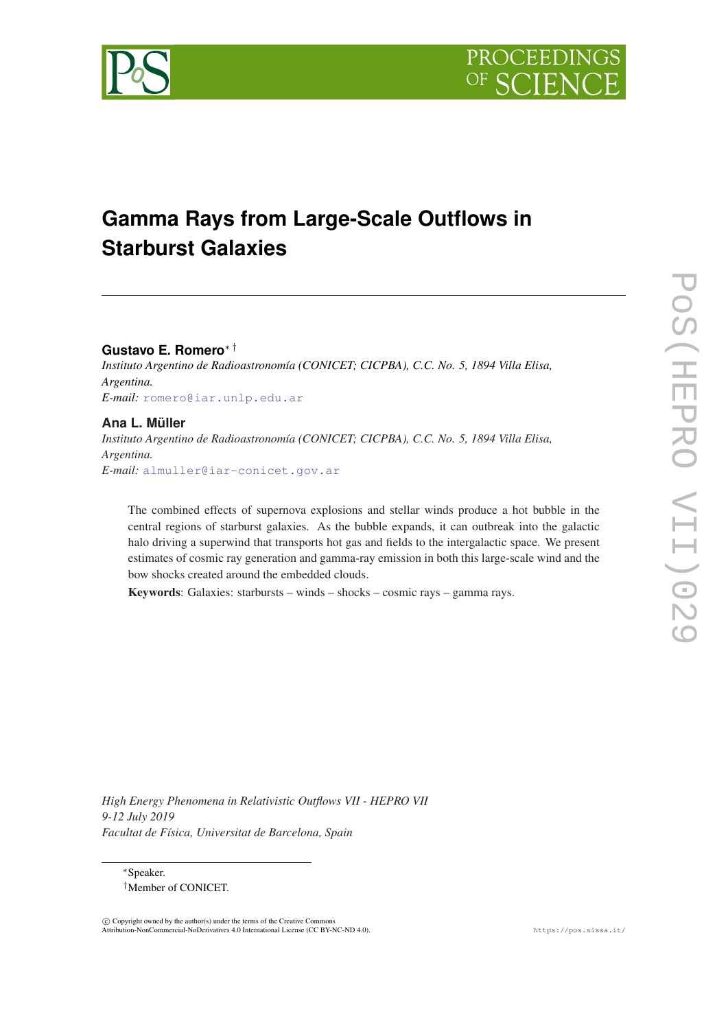# Gamma Rays from Large-Scale Outflows in Starburst Galaxies

**Gustavo E. Romero**[*][†]

*Instituto Argentino de Radioastronomía (CONICET; CICPBA), C.C. No. 5, 1894 Villa Elisa, Argentina.*

*E-mail:* romero@iar.unlp.edu.ar

**Ana L. Müller**

*Instituto Argentino de Radioastronomía (CONICET; CICPBA), C.C. No. 5, 1894 Villa Elisa, Argentina.*

*E-mail:* almuller@iar-conicet.gov.ar

The combined effects of supernova explosions and stellar winds produce a hot bubble in the central regions of starburst galaxies. As the bubble expands, it can outbreak into the galactic halo driving a superwind that transports hot gas and fields to the intergalactic space. We present estimates of cosmic ray generation and gamma-ray emission in both this large-scale wind and the bow shocks created around the embedded clouds.

**Keywords**: Galaxies: starbursts – winds – shocks – cosmic rays – gamma rays.

*High Energy Phenomena in Relativistic Outflows VII - HEPRO VII*
*9-12 July 2019*
*Facultat de Física, Universitat de Barcelona, Spain*

[*] Speaker.

[†] Member of CONICET.

© Copyright owned by the author(s) under the terms of the Creative Commons Attribution-NonCommercial-NoDerivatives 4.0 International License (CC BY-NC-ND 4.0).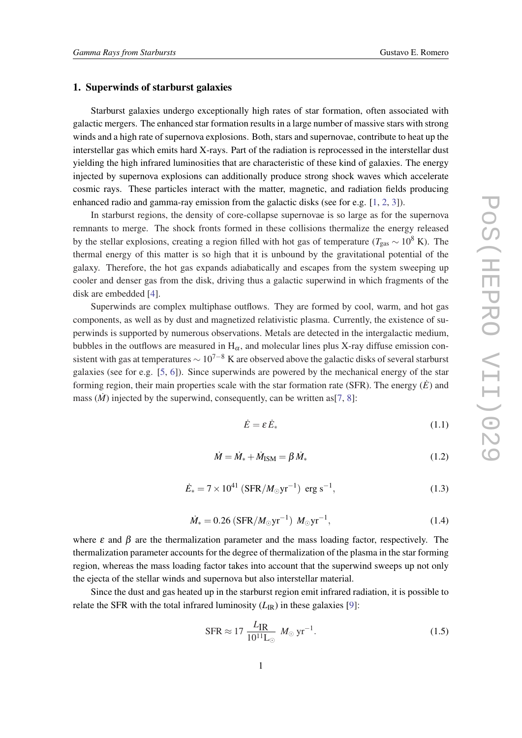## 1. Superwinds of starburst galaxies

Starburst galaxies undergo exceptionally high rates of star formation, often associated with galactic mergers. The enhanced star formation results in a large number of massive stars with strong winds and a high rate of supernova explosions. Both, stars and supernovae, contribute to heat up the interstellar gas which emits hard X-rays. Part of the radiation is reprocessed in the interstellar dust yielding the high infrared luminosities that are characteristic of these kind of galaxies. The energy injected by supernova explosions can additionally produce strong shock waves which accelerate cosmic rays. These particles interact with the matter, magnetic, and radiation fields producing enhanced radio and gamma-ray emission from the galactic disks (see for e.g. [1, 2, 3]).

In starburst regions, the density of core-collapse supernovae is so large as for the supernova remnants to merge. The shock fronts formed in these collisions thermalize the energy released by the stellar explosions, creating a region filled with hot gas of temperature ($T_{\rm gas} \sim 10^8$ K). The thermal energy of this matter is so high that it is unbound by the gravitational potential of the galaxy. Therefore, the hot gas expands adiabatically and escapes from the system sweeping up cooler and denser gas from the disk, driving thus a galactic superwind in which fragments of the disk are embedded [4].

Superwinds are complex multiphase outflows. They are formed by cool, warm, and hot gas components, as well as by dust and magnetized relativistic plasma. Currently, the existence of superwinds is supported by numerous observations. Metals are detected in the intergalactic medium, bubbles in the outflows are measured in $\rm H_\alpha$, and molecular lines plus X-ray diffuse emission consistent with gas at temperatures $\sim 10^{7-8}$ K are observed above the galactic disks of several starburst galaxies (see for e.g. [5, 6]). Since superwinds are powered by the mechanical energy of the star forming region, their main properties scale with the star formation rate (SFR). The energy ($\dot{E}$) and mass ($\dot{M}$) injected by the superwind, consequently, can be written as[7, 8]:

$$\dot{E} = \varepsilon \, \dot{E}_* \tag{1.1}$$

$$\dot{M} = \dot{M}_* + \dot{M}_{\rm ISM} = \beta \, \dot{M}_* \tag{1.2}$$

$$\dot{E}_* = 7 \times 10^{41} \left( {\rm SFR}/M_\odot {\rm yr}^{-1} \right) \ {\rm erg \ s}^{-1}, \tag{1.3}$$

$$\dot{M}_* = 0.26 \left( {\rm SFR}/M_\odot {\rm yr}^{-1} \right) \ M_\odot {\rm yr}^{-1}, \tag{1.4}$$

where $\varepsilon$ and $\beta$ are the thermalization parameter and the mass loading factor, respectively. The thermalization parameter accounts for the degree of thermalization of the plasma in the star forming region, whereas the mass loading factor takes into account that the superwind sweeps up not only the ejecta of the stellar winds and supernova but also interstellar material.

Since the dust and gas heated up in the starburst region emit infrared radiation, it is possible to relate the SFR with the total infrared luminosity ($L_{\rm IR}$) in these galaxies [9]:

$${\rm SFR} \approx 17 \, \frac{L_{\rm IR}}{10^{11} {\rm L}_\odot} \ M_\odot \ {\rm yr}^{-1}. \tag{1.5}$$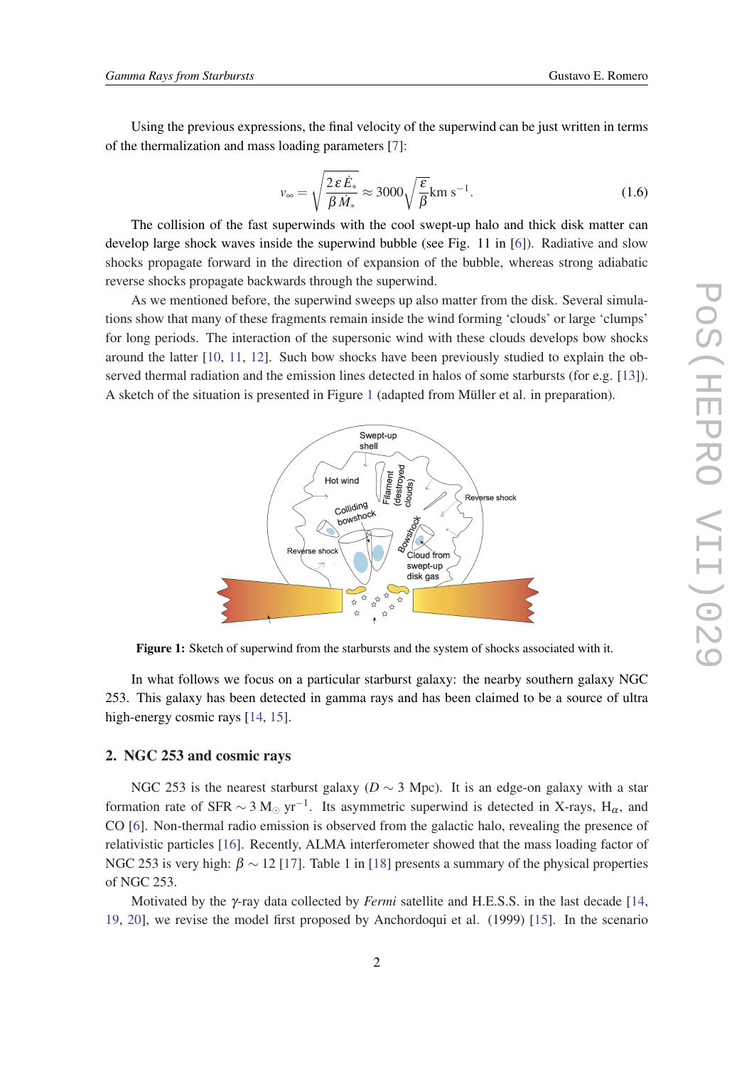Using the previous expressions, the final velocity of the superwind can be just written in terms of the thermalization and mass loading parameters [7]:

$$v_{\infty} = \sqrt{\frac{2\,\varepsilon\,\dot{E}_{*}}{\beta\,\dot{M}_{*}}} \approx 3000\sqrt{\frac{\varepsilon}{\beta}}\mathrm{km\ s^{-1}}. \tag{1.6}$$

The collision of the fast superwinds with the cool swept-up halo and thick disk matter can develop large shock waves inside the superwind bubble (see Fig. 11 in [6]). Radiative and slow shocks propagate forward in the direction of expansion of the bubble, whereas strong adiabatic reverse shocks propagate backwards through the superwind.

As we mentioned before, the superwind sweeps up also matter from the disk. Several simulations show that many of these fragments remain inside the wind forming 'clouds' or large 'clumps' for long periods. The interaction of the supersonic wind with these clouds develops bow shocks around the latter [10, 11, 12]. Such bow shocks have been previously studied to explain the observed thermal radiation and the emission lines detected in halos of some starbursts (for e.g. [13]). A sketch of the situation is presented in Figure 1 (adapted from Müller et al. in preparation).

**Figure 1:** Sketch of superwind from the starbursts and the system of shocks associated with it.

In what follows we focus on a particular starburst galaxy: the nearby southern galaxy NGC 253. This galaxy has been detected in gamma rays and has been claimed to be a source of ultra high-energy cosmic rays [14, 15].

## 2. NGC 253 and cosmic rays

NGC 253 is the nearest starburst galaxy ($D \sim 3$ Mpc). It is an edge-on galaxy with a star formation rate of SFR $\sim 3\ \mathrm{M_{\odot}\ yr^{-1}}$. Its asymmetric superwind is detected in X-rays, $\mathrm{H_{\alpha}}$, and CO [6]. Non-thermal radio emission is observed from the galactic halo, revealing the presence of relativistic particles [16]. Recently, ALMA interferometer showed that the mass loading factor of NGC 253 is very high: $\beta \sim 12$ [17]. Table 1 in [18] presents a summary of the physical properties of NGC 253.

Motivated by the $\gamma$-ray data collected by *Fermi* satellite and H.E.S.S. in the last decade [14, 19, 20], we revise the model first proposed by Anchordoqui et al. (1999) [15]. In the scenario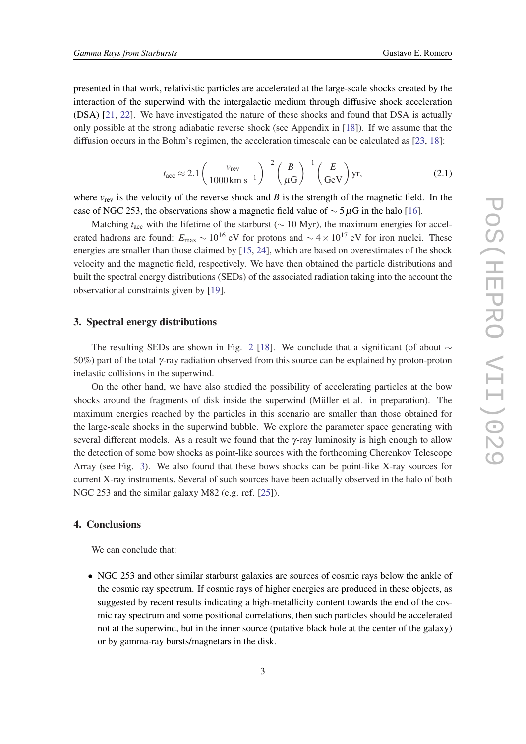presented in that work, relativistic particles are accelerated at the large-scale shocks created by the interaction of the superwind with the intergalactic medium through diffusive shock acceleration (DSA) [21, 22]. We have investigated the nature of these shocks and found that DSA is actually only possible at the strong adiabatic reverse shock (see Appendix in [18]). If we assume that the diffusion occurs in the Bohm's regimen, the acceleration timescale can be calculated as [23, 18]:

$$t_{\rm acc} \approx 2.1 \left( \frac{v_{\rm rev}}{1000\,{\rm km\ s}^{-1}} \right)^{-2} \left( \frac{B}{\mu{\rm G}} \right)^{-1} \left( \frac{E}{\rm GeV} \right) {\rm yr}, \tag{2.1}$$

where $v_{\rm rev}$ is the velocity of the reverse shock and $B$ is the strength of the magnetic field. In the case of NGC 253, the observations show a magnetic field value of $\sim 5\,\mu$G in the halo [16].

Matching $t_{\rm acc}$ with the lifetime of the starburst ($\sim$ 10 Myr), the maximum energies for accelerated hadrons are found: $E_{\rm max} \sim 10^{16}$ eV for protons and $\sim 4 \times 10^{17}$ eV for iron nuclei. These energies are smaller than those claimed by [15, 24], which are based on overestimates of the shock velocity and the magnetic field, respectively. We have then obtained the particle distributions and built the spectral energy distributions (SEDs) of the associated radiation taking into the account the observational constraints given by [19].

## 3. Spectral energy distributions

The resulting SEDs are shown in Fig. 2 [18]. We conclude that a significant (of about $\sim$ 50%) part of the total $\gamma$-ray radiation observed from this source can be explained by proton-proton inelastic collisions in the superwind.

On the other hand, we have also studied the possibility of accelerating particles at the bow shocks around the fragments of disk inside the superwind (Müller et al. in preparation). The maximum energies reached by the particles in this scenario are smaller than those obtained for the large-scale shocks in the superwind bubble. We explore the parameter space generating with several different models. As a result we found that the $\gamma$-ray luminosity is high enough to allow the detection of some bow shocks as point-like sources with the forthcoming Cherenkov Telescope Array (see Fig. 3). We also found that these bows shocks can be point-like X-ray sources for current X-ray instruments. Several of such sources have been actually observed in the halo of both NGC 253 and the similar galaxy M82 (e.g. ref. [25]).

## 4. Conclusions

We can conclude that:

- NGC 253 and other similar starburst galaxies are sources of cosmic rays below the ankle of the cosmic ray spectrum. If cosmic rays of higher energies are produced in these objects, as suggested by recent results indicating a high-metallicity content towards the end of the cosmic ray spectrum and some positional correlations, then such particles should be accelerated not at the superwind, but in the inner source (putative black hole at the center of the galaxy) or by gamma-ray bursts/magnetars in the disk.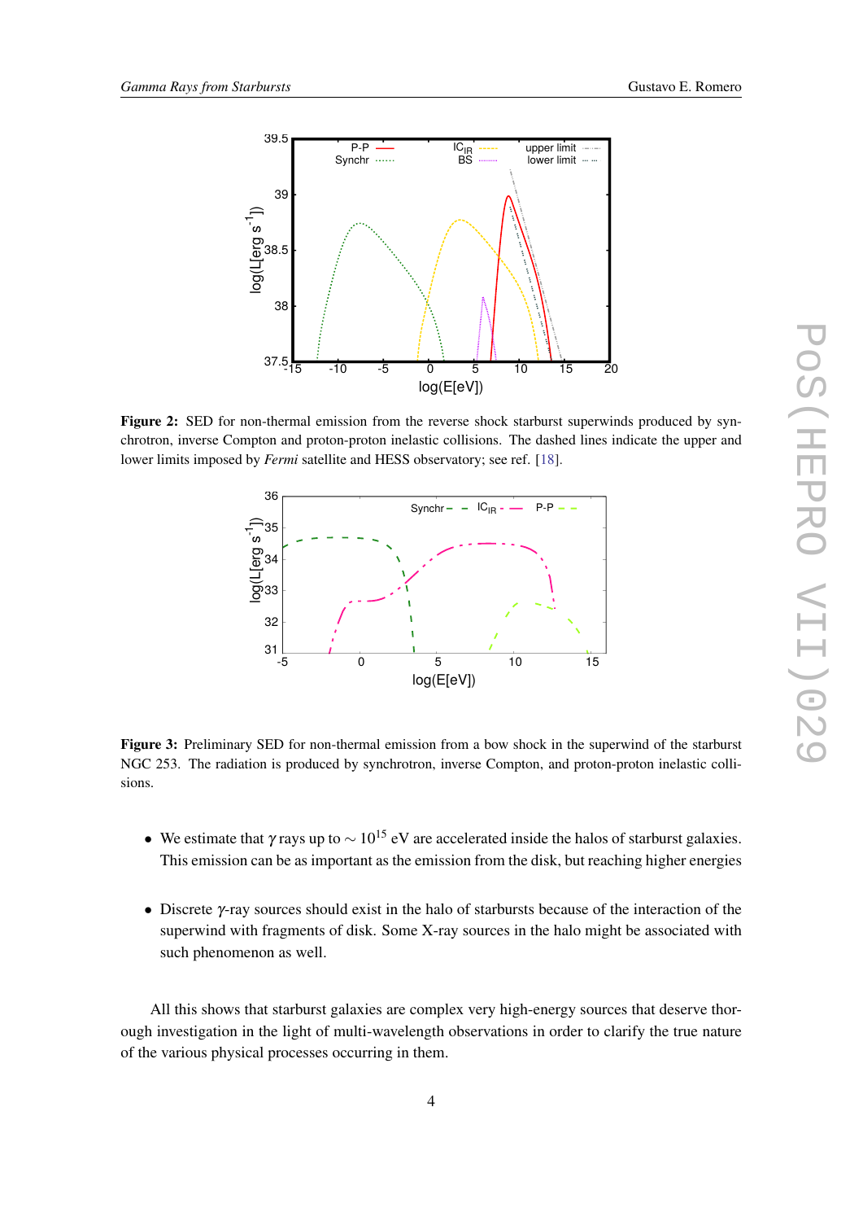**Figure 2:** SED for non-thermal emission from the reverse shock starburst superwinds produced by synchrotron, inverse Compton and proton-proton inelastic collisions. The dashed lines indicate the upper and lower limits imposed by *Fermi* satellite and HESS observatory; see ref. [18].

**Figure 3:** Preliminary SED for non-thermal emission from a bow shock in the superwind of the starburst NGC 253. The radiation is produced by synchrotron, inverse Compton, and proton-proton inelastic collisions.

- We estimate that $\gamma$ rays up to $\sim 10^{15}$ eV are accelerated inside the halos of starburst galaxies. This emission can be as important as the emission from the disk, but reaching higher energies

- Discrete $\gamma$-ray sources should exist in the halo of starbursts because of the interaction of the superwind with fragments of disk. Some X-ray sources in the halo might be associated with such phenomenon as well.

All this shows that starburst galaxies are complex very high-energy sources that deserve thorough investigation in the light of multi-wavelength observations in order to clarify the true nature of the various physical processes occurring in them.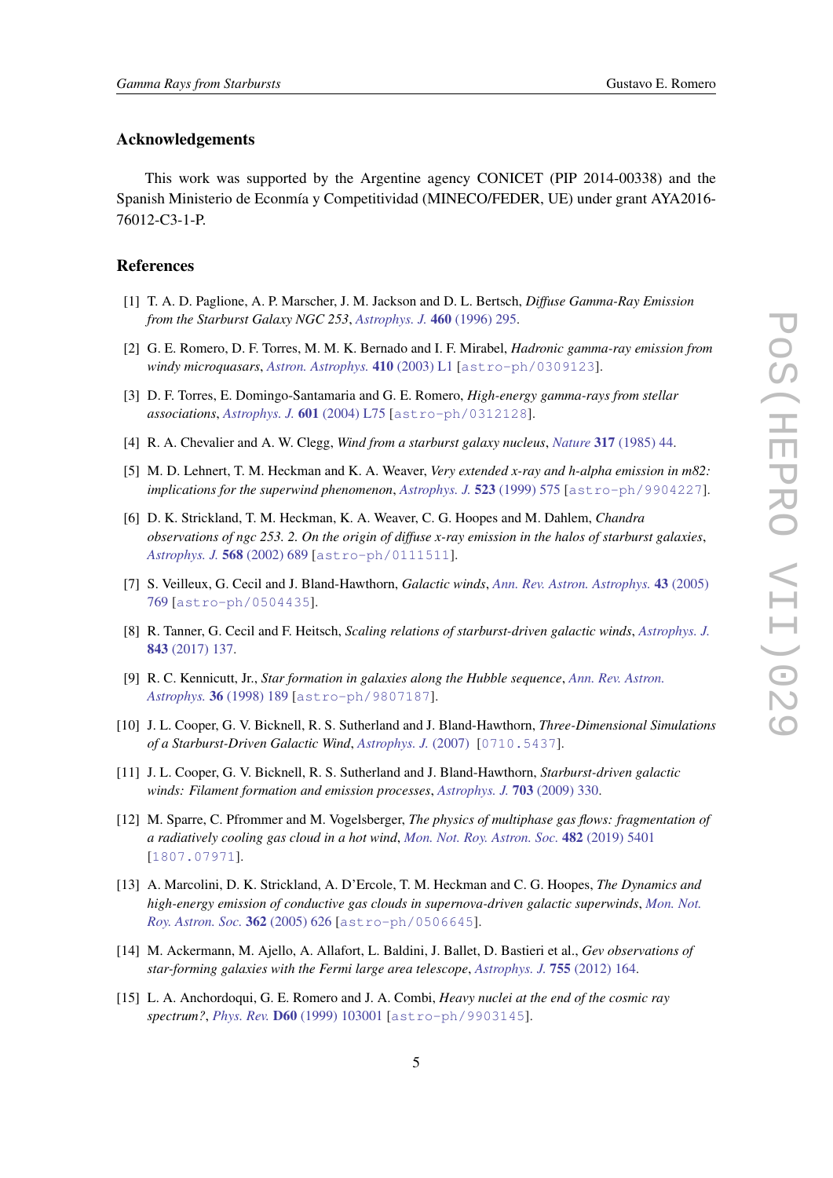## Acknowledgements

This work was supported by the Argentine agency CONICET (PIP 2014-00338) and the Spanish Ministerio de Econmía y Competitividad (MINECO/FEDER, UE) under grant AYA2016-76012-C3-1-P.

## References

[1] T. A. D. Paglione, A. P. Marscher, J. M. Jackson and D. L. Bertsch, *Diffuse Gamma-Ray Emission from the Starburst Galaxy NGC 253*, *Astrophys. J.* **460** (1996) 295.

[2] G. E. Romero, D. F. Torres, M. M. K. Bernado and I. F. Mirabel, *Hadronic gamma-ray emission from windy microquasars*, *Astron. Astrophys.* **410** (2003) L1 [astro-ph/0309123].

[3] D. F. Torres, E. Domingo-Santamaria and G. E. Romero, *High-energy gamma-rays from stellar associations*, *Astrophys. J.* **601** (2004) L75 [astro-ph/0312128].

[4] R. A. Chevalier and A. W. Clegg, *Wind from a starburst galaxy nucleus*, *Nature* **317** (1985) 44.

[5] M. D. Lehnert, T. M. Heckman and K. A. Weaver, *Very extended x-ray and h-alpha emission in m82: implications for the superwind phenomenon*, *Astrophys. J.* **523** (1999) 575 [astro-ph/9904227].

[6] D. K. Strickland, T. M. Heckman, K. A. Weaver, C. G. Hoopes and M. Dahlem, *Chandra observations of ngc 253. 2. On the origin of diffuse x-ray emission in the halos of starburst galaxies*, *Astrophys. J.* **568** (2002) 689 [astro-ph/0111511].

[7] S. Veilleux, G. Cecil and J. Bland-Hawthorn, *Galactic winds*, *Ann. Rev. Astron. Astrophys.* **43** (2005) 769 [astro-ph/0504435].

[8] R. Tanner, G. Cecil and F. Heitsch, *Scaling relations of starburst-driven galactic winds*, *Astrophys. J.* **843** (2017) 137.

[9] R. C. Kennicutt, Jr., *Star formation in galaxies along the Hubble sequence*, *Ann. Rev. Astron. Astrophys.* **36** (1998) 189 [astro-ph/9807187].

[10] J. L. Cooper, G. V. Bicknell, R. S. Sutherland and J. Bland-Hawthorn, *Three-Dimensional Simulations of a Starburst-Driven Galactic Wind*, *Astrophys. J.* (2007) [0710.5437].

[11] J. L. Cooper, G. V. Bicknell, R. S. Sutherland and J. Bland-Hawthorn, *Starburst-driven galactic winds: Filament formation and emission processes*, *Astrophys. J.* **703** (2009) 330.

[12] M. Sparre, C. Pfrommer and M. Vogelsberger, *The physics of multiphase gas flows: fragmentation of a radiatively cooling gas cloud in a hot wind*, *Mon. Not. Roy. Astron. Soc.* **482** (2019) 5401 [1807.07971].

[13] A. Marcolini, D. K. Strickland, A. D'Ercole, T. M. Heckman and C. G. Hoopes, *The Dynamics and high-energy emission of conductive gas clouds in supernova-driven galactic superwinds*, *Mon. Not. Roy. Astron. Soc.* **362** (2005) 626 [astro-ph/0506645].

[14] M. Ackermann, M. Ajello, A. Allafort, L. Baldini, J. Ballet, D. Bastieri et al., *Gev observations of star-forming galaxies with the Fermi large area telescope*, *Astrophys. J.* **755** (2012) 164.

[15] L. A. Anchordoqui, G. E. Romero and J. A. Combi, *Heavy nuclei at the end of the cosmic ray spectrum?*, *Phys. Rev.* **D60** (1999) 103001 [astro-ph/9903145].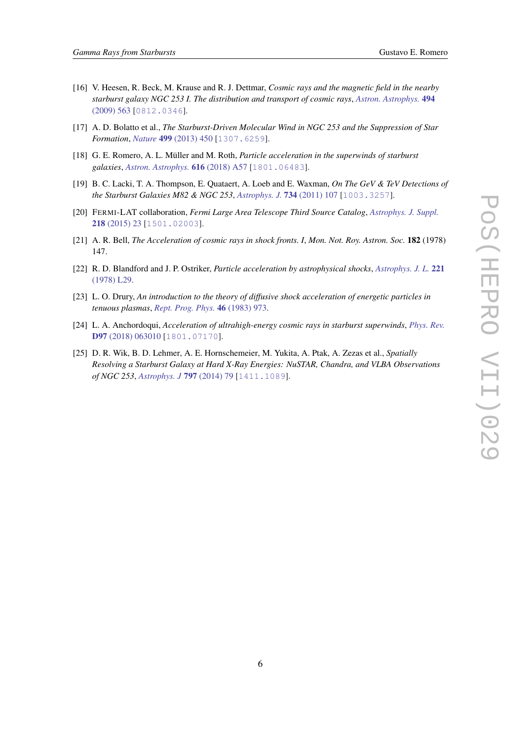[16] V. Heesen, R. Beck, M. Krause and R. J. Dettmar, *Cosmic rays and the magnetic field in the nearby starburst galaxy NGC 253 I. The distribution and transport of cosmic rays*, Astron. Astrophys. **494** (2009) 563 [0812.0346].

[17] A. D. Bolatto et al., *The Starburst-Driven Molecular Wind in NGC 253 and the Suppression of Star Formation*, Nature **499** (2013) 450 [1307.6259].

[18] G. E. Romero, A. L. Müller and M. Roth, *Particle acceleration in the superwinds of starburst galaxies*, Astron. Astrophys. **616** (2018) A57 [1801.06483].

[19] B. C. Lacki, T. A. Thompson, E. Quataert, A. Loeb and E. Waxman, *On The GeV & TeV Detections of the Starburst Galaxies M82 & NGC 253*, Astrophys. J. **734** (2011) 107 [1003.3257].

[20] Fermi-LAT collaboration, *Fermi Large Area Telescope Third Source Catalog*, Astrophys. J. Suppl. **218** (2015) 23 [1501.02003].

[21] A. R. Bell, *The Acceleration of cosmic rays in shock fronts. I*, Mon. Not. Roy. Astron. Soc. **182** (1978) 147.

[22] R. D. Blandford and J. P. Ostriker, *Particle acceleration by astrophysical shocks*, Astrophys. J. L. **221** (1978) L29.

[23] L. O. Drury, *An introduction to the theory of diffusive shock acceleration of energetic particles in tenuous plasmas*, Rept. Prog. Phys. **46** (1983) 973.

[24] L. A. Anchordoqui, *Acceleration of ultrahigh-energy cosmic rays in starburst superwinds*, Phys. Rev. **D97** (2018) 063010 [1801.07170].

[25] D. R. Wik, B. D. Lehmer, A. E. Hornschemeier, M. Yukita, A. Ptak, A. Zezas et al., *Spatially Resolving a Starburst Galaxy at Hard X-Ray Energies: NuSTAR, Chandra, and VLBA Observations of NGC 253*, Astrophys. J **797** (2014) 79 [1411.1089].